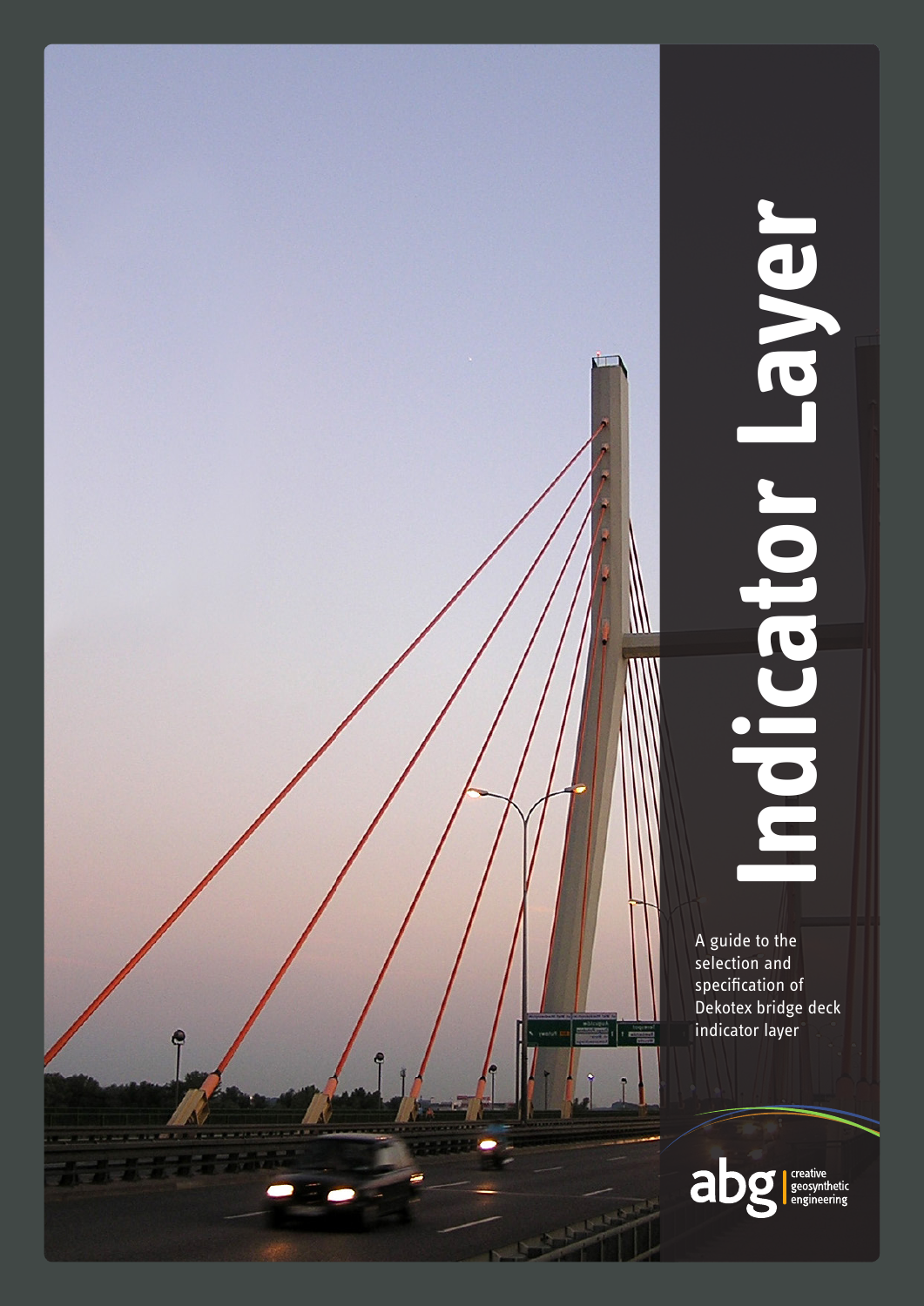# Indicator Layer

A guide to the selection and specification of Dekotex bridge deck indicator layer

abg creative geosynthetic engineering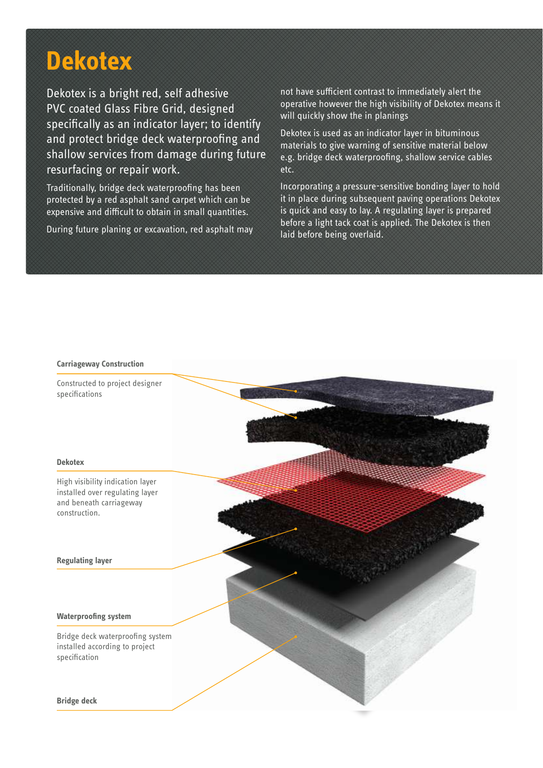# Dekotex

Dekotex is a bright red, self adhesive PVC coated Glass Fibre Grid, designed specifically as an indicator layer; to identify and protect bridge deck waterproofing and shallow services from damage during future resurfacing or repair work.

Traditionally, bridge deck waterproofing has been protected by a red asphalt sand carpet which can be expensive and difficult to obtain in small quantities.

During future planing or excavation, red asphalt may not have sufficient contrast to immediately alert the operative however the high visibility of Dekotex means it will quickly show the in planings

Dekotex is used as an indicator layer in bituminous materials to give warning of sensitive material below e.g. bridge deck waterproofing, shallow service cables etc.

Incorporating a pressure-sensitive bonding layer to hold it in place during subsequent paving operations Dekotex is quick and easy to lay. A regulating layer is prepared before a light tack coat is applied. The Dekotex is then laid before being overlaid.

**Carriageway Construction**

Constructed to project designer specifications

**Dekotex**

High visibility indication layer installed over regulating layer and beneath carriageway construction.

**Regulating layer**

**Waterproofing system**

Bridge deck waterproofing system installed according to project specification

**Bridge deck**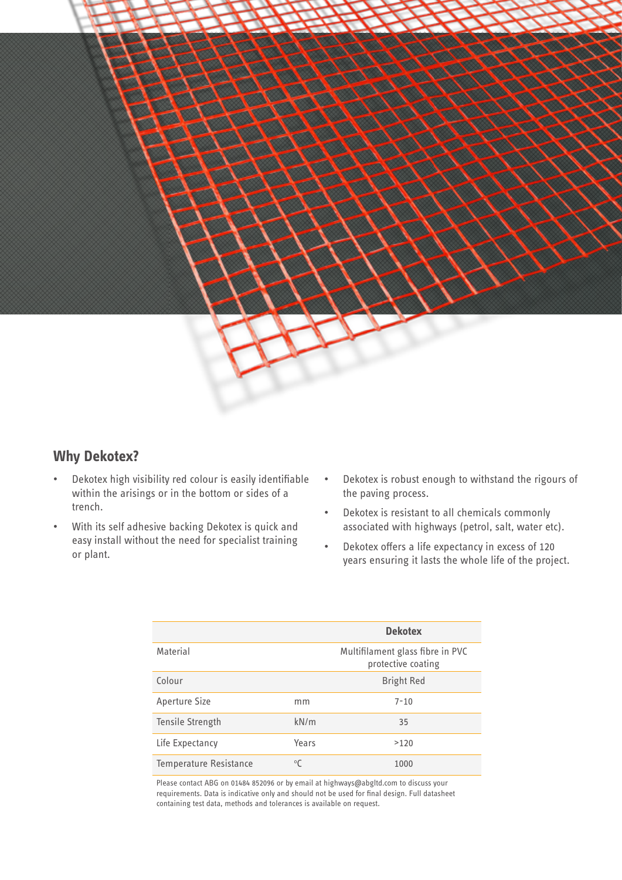## Why Dekotex?

- Dekotex high visibility red colour is easily identifiable within the arisings or in the bottom or sides of a trench.
- With its self adhesive backing Dekotex is quick and easy install without the need for specialist training or plant.
- Dekotex is robust enough to withstand the rigours of the paving process.
- Dekotex is resistant to all chemicals commonly associated with highways (petrol, salt, water etc).
- Dekotex offers a life expectancy in excess of 120 years ensuring it lasts the whole life of the project.

| | | Dekotex |
|---|---|---|
| Material | | Multifilament glass fibre in PVC protective coating |
| Colour | | Bright Red |
| Aperture Size | mm | 7-10 |
| Tensile Strength | kN/m | 35 |
| Life Expectancy | Years | >120 |
| Temperature Resistance | °C | 1000 |

Please contact ABG on 01484 852096 or by email at highways@abgltd.com to discuss your requirements. Data is indicative only and should not be used for final design. Full datasheet containing test data, methods and tolerances is available on request.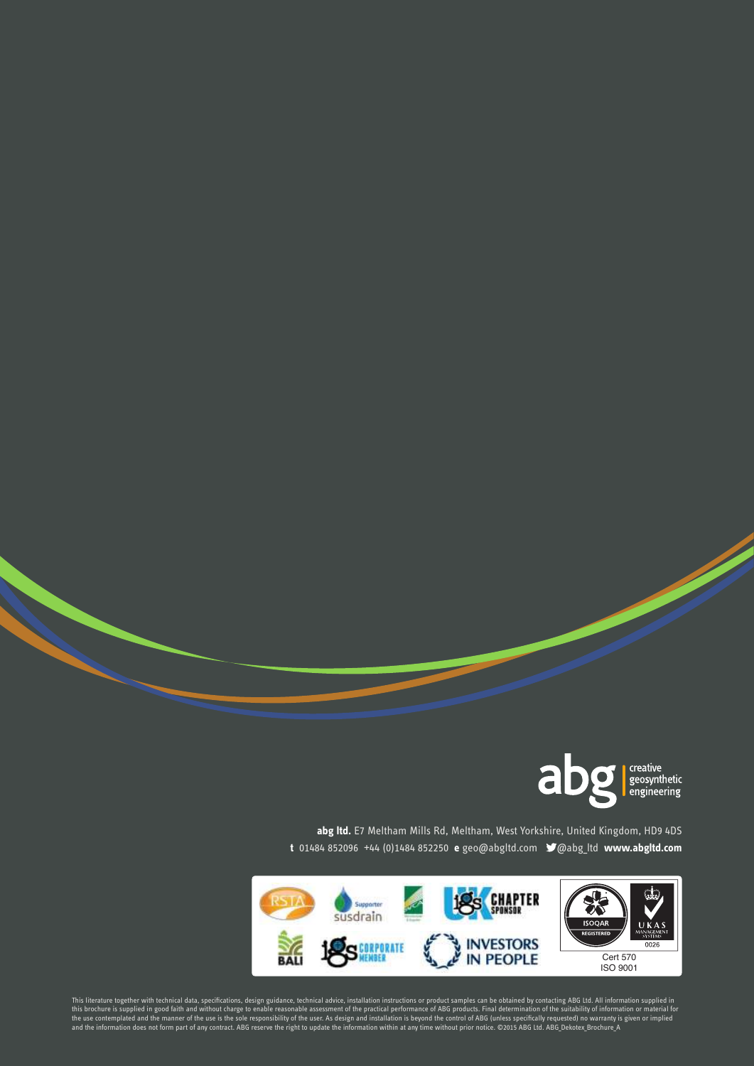abg creative geosynthetic engineering

**abg ltd.** E7 Meltham Mills Rd, Meltham, West Yorkshire, United Kingdom, HD9 4DS
**t** 01484 852096 +44 (0)1484 852250 **e** geo@abgltd.com @abg_ltd **www.abgltd.com**

Cert 570
ISO 9001

This literature together with technical data, specifications, design guidance, technical advice, installation instructions or product samples can be obtained by contacting ABG Ltd. All information supplied in this brochure is supplied in good faith and without charge to enable reasonable assessment of the practical performance of ABG products. Final determination of the suitability of information or material for the use contemplated and the manner of the use is the sole responsibility of the user. As design and installation is beyond the control of ABG (unless specifically requested) no warranty is given or implied and the information does not form part of any contract. ABG reserve the right to update the information within at any time without prior notice. ©2015 ABG Ltd. ABG_Dekotex_Brochure_A